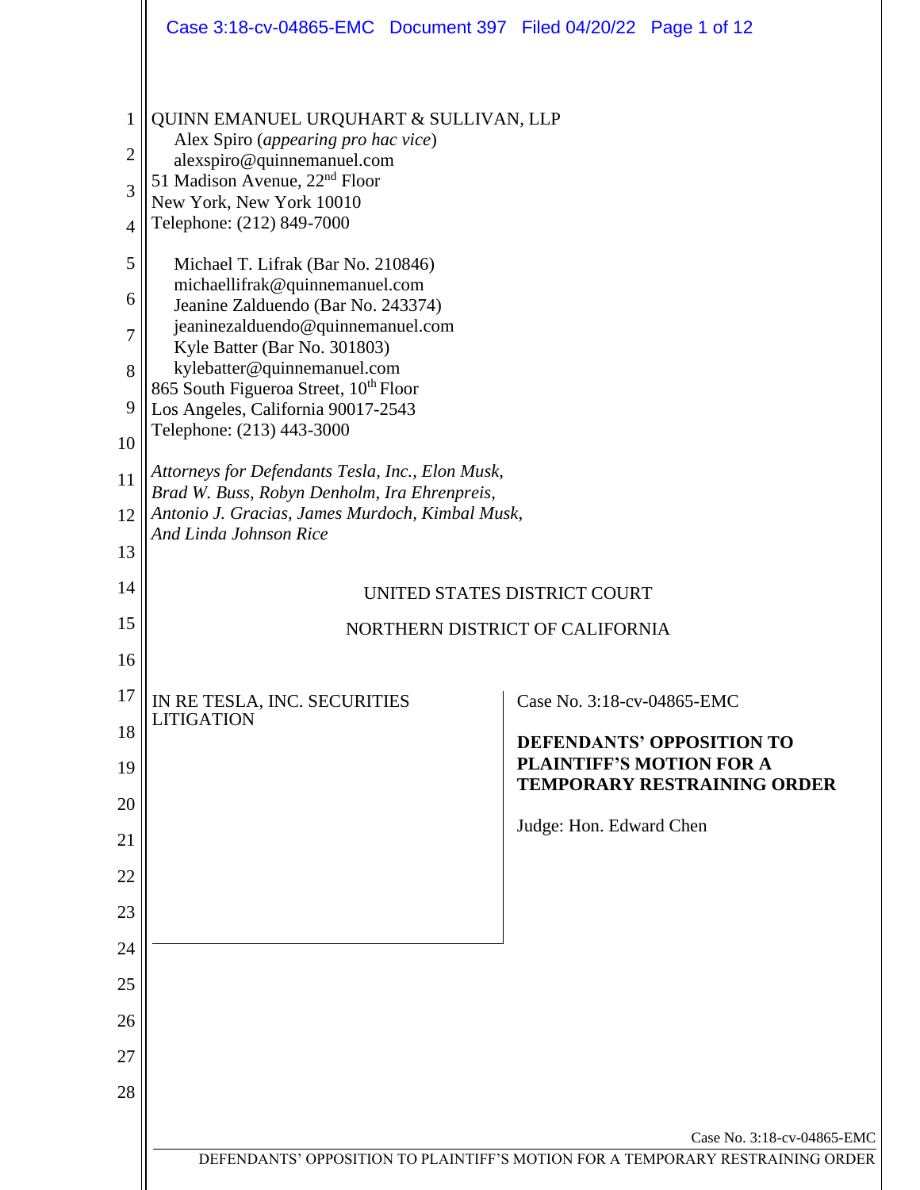QUINN EMANUEL URQUHART & SULLIVAN, LLP
Alex Spiro (*appearing pro hac vice*)
alexspiro@quinnemanuel.com
51 Madison Avenue, 22nd Floor
New York, New York 10010
Telephone: (212) 849-7000

Michael T. Lifrak (Bar No. 210846)
michaellifrak@quinnemanuel.com
Jeanine Zalduendo (Bar No. 243374)
jeaninezalduendo@quinnemanuel.com
Kyle Batter (Bar No. 301803)
kylebatter@quinnemanuel.com
865 South Figueroa Street, 10th Floor
Los Angeles, California 90017-2543
Telephone: (213) 443-3000

*Attorneys for Defendants Tesla, Inc., Elon Musk, Brad W. Buss, Robyn Denholm, Ira Ehrenpreis, Antonio J. Gracias, James Murdoch, Kimbal Musk, And Linda Johnson Rice*

UNITED STATES DISTRICT COURT

NORTHERN DISTRICT OF CALIFORNIA

| | |
|---|---|
| IN RE TESLA, INC. SECURITIES LITIGATION | Case No. 3:18-cv-04865-EMC<br><br>**DEFENDANTS' OPPOSITION TO PLAINTIFF'S MOTION FOR A TEMPORARY RESTRAINING ORDER**<br><br>Judge: Hon. Edward Chen |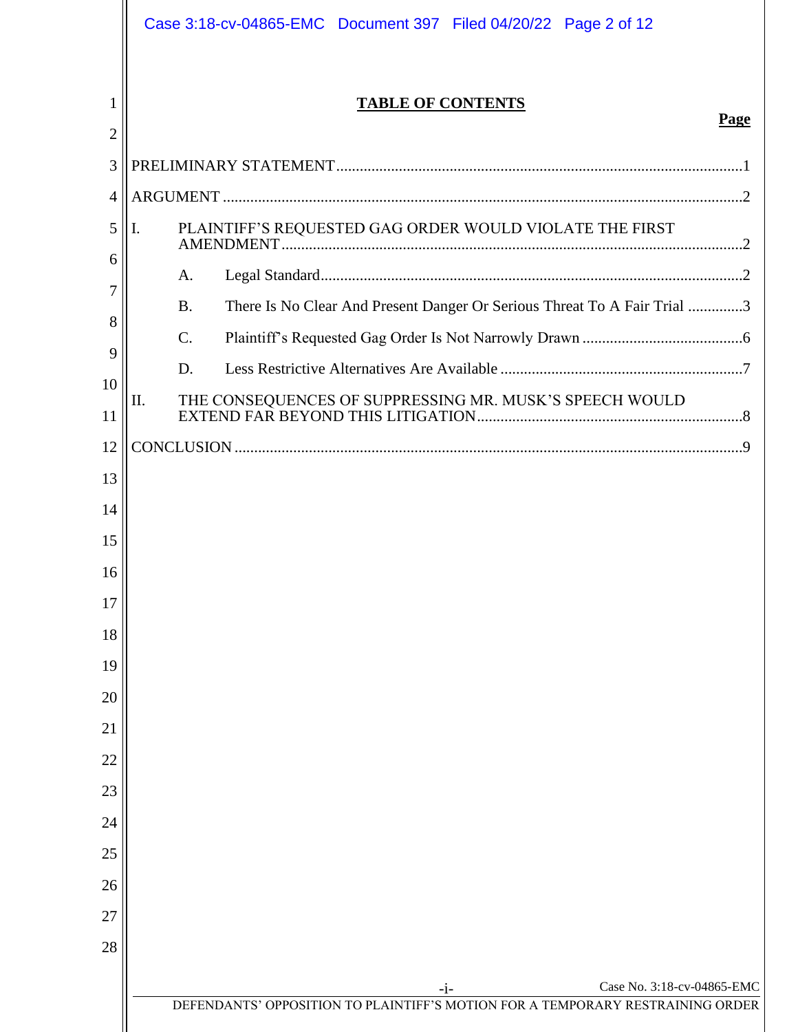# TABLE OF CONTENTS

| | Page |
|---|---|
| PRELIMINARY STATEMENT | 1 |
| ARGUMENT | 2 |
| I. PLAINTIFF'S REQUESTED GAG ORDER WOULD VIOLATE THE FIRST AMENDMENT | 2 |
| A. Legal Standard | 2 |
| B. There Is No Clear And Present Danger Or Serious Threat To A Fair Trial | 3 |
| C. Plaintiff's Requested Gag Order Is Not Narrowly Drawn | 6 |
| D. Less Restrictive Alternatives Are Available | 7 |
| II. THE CONSEQUENCES OF SUPPRESSING MR. MUSK'S SPEECH WOULD EXTEND FAR BEYOND THIS LITIGATION | 8 |
| CONCLUSION | 9 |

-i-

DEFENDANTS' OPPOSITION TO PLAINTIFF'S MOTION FOR A TEMPORARY RESTRAINING ORDER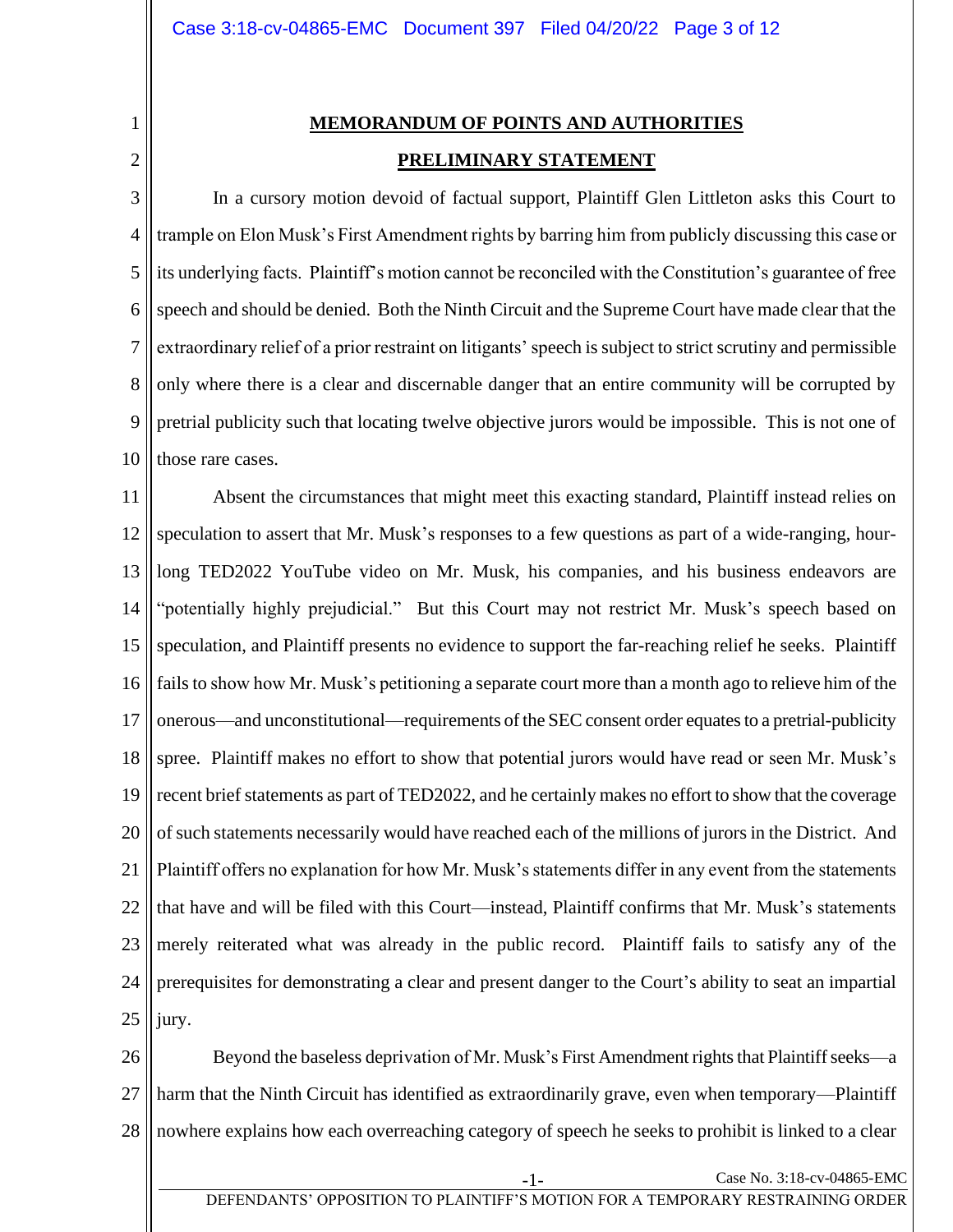## MEMORANDUM OF POINTS AND AUTHORITIES

## PRELIMINARY STATEMENT

In a cursory motion devoid of factual support, Plaintiff Glen Littleton asks this Court to trample on Elon Musk's First Amendment rights by barring him from publicly discussing this case or its underlying facts. Plaintiff's motion cannot be reconciled with the Constitution's guarantee of free speech and should be denied. Both the Ninth Circuit and the Supreme Court have made clear that the extraordinary relief of a prior restraint on litigants' speech is subject to strict scrutiny and permissible only where there is a clear and discernable danger that an entire community will be corrupted by pretrial publicity such that locating twelve objective jurors would be impossible. This is not one of those rare cases.

Absent the circumstances that might meet this exacting standard, Plaintiff instead relies on speculation to assert that Mr. Musk's responses to a few questions as part of a wide-ranging, hour-long TED2022 YouTube video on Mr. Musk, his companies, and his business endeavors are "potentially highly prejudicial." But this Court may not restrict Mr. Musk's speech based on speculation, and Plaintiff presents no evidence to support the far-reaching relief he seeks. Plaintiff fails to show how Mr. Musk's petitioning a separate court more than a month ago to relieve him of the onerous—and unconstitutional—requirements of the SEC consent order equates to a pretrial-publicity spree. Plaintiff makes no effort to show that potential jurors would have read or seen Mr. Musk's recent brief statements as part of TED2022, and he certainly makes no effort to show that the coverage of such statements necessarily would have reached each of the millions of jurors in the District. And Plaintiff offers no explanation for how Mr. Musk's statements differ in any event from the statements that have and will be filed with this Court—instead, Plaintiff confirms that Mr. Musk's statements merely reiterated what was already in the public record. Plaintiff fails to satisfy any of the prerequisites for demonstrating a clear and present danger to the Court's ability to seat an impartial jury.

Beyond the baseless deprivation of Mr. Musk's First Amendment rights that Plaintiff seeks—a harm that the Ninth Circuit has identified as extraordinarily grave, even when temporary—Plaintiff nowhere explains how each overreaching category of speech he seeks to prohibit is linked to a clear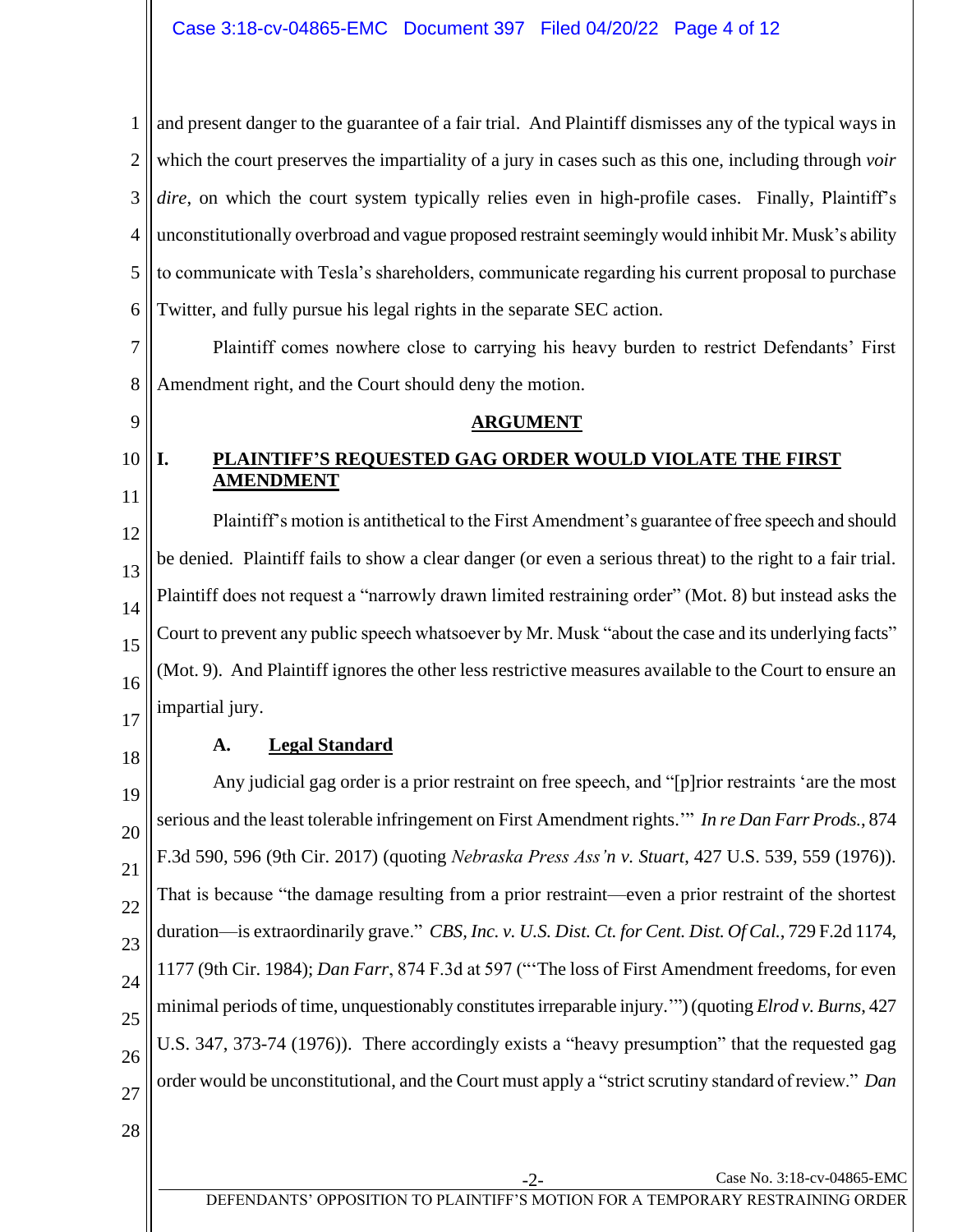and present danger to the guarantee of a fair trial. And Plaintiff dismisses any of the typical ways in which the court preserves the impartiality of a jury in cases such as this one, including through *voir dire*, on which the court system typically relies even in high-profile cases. Finally, Plaintiff's unconstitutionally overbroad and vague proposed restraint seemingly would inhibit Mr. Musk's ability to communicate with Tesla's shareholders, communicate regarding his current proposal to purchase Twitter, and fully pursue his legal rights in the separate SEC action.

Plaintiff comes nowhere close to carrying his heavy burden to restrict Defendants' First Amendment right, and the Court should deny the motion.

## ARGUMENT

### I. PLAINTIFF'S REQUESTED GAG ORDER WOULD VIOLATE THE FIRST AMENDMENT

Plaintiff's motion is antithetical to the First Amendment's guarantee of free speech and should be denied. Plaintiff fails to show a clear danger (or even a serious threat) to the right to a fair trial. Plaintiff does not request a "narrowly drawn limited restraining order" (Mot. 8) but instead asks the Court to prevent any public speech whatsoever by Mr. Musk "about the case and its underlying facts" (Mot. 9). And Plaintiff ignores the other less restrictive measures available to the Court to ensure an impartial jury.

#### A. Legal Standard

Any judicial gag order is a prior restraint on free speech, and "[p]rior restraints 'are the most serious and the least tolerable infringement on First Amendment rights.'" *In re Dan Farr Prods.*, 874 F.3d 590, 596 (9th Cir. 2017) (quoting *Nebraska Press Ass'n v. Stuart*, 427 U.S. 539, 559 (1976)). That is because "the damage resulting from a prior restraint—even a prior restraint of the shortest duration—is extraordinarily grave." *CBS, Inc. v. U.S. Dist. Ct. for Cent. Dist. Of Cal.*, 729 F.2d 1174, 1177 (9th Cir. 1984); *Dan Farr*, 874 F.3d at 597 ("'The loss of First Amendment freedoms, for even minimal periods of time, unquestionably constitutes irreparable injury.'") (quoting *Elrod v. Burns*, 427 U.S. 347, 373-74 (1976)). There accordingly exists a "heavy presumption" that the requested gag order would be unconstitutional, and the Court must apply a "strict scrutiny standard of review." *Dan*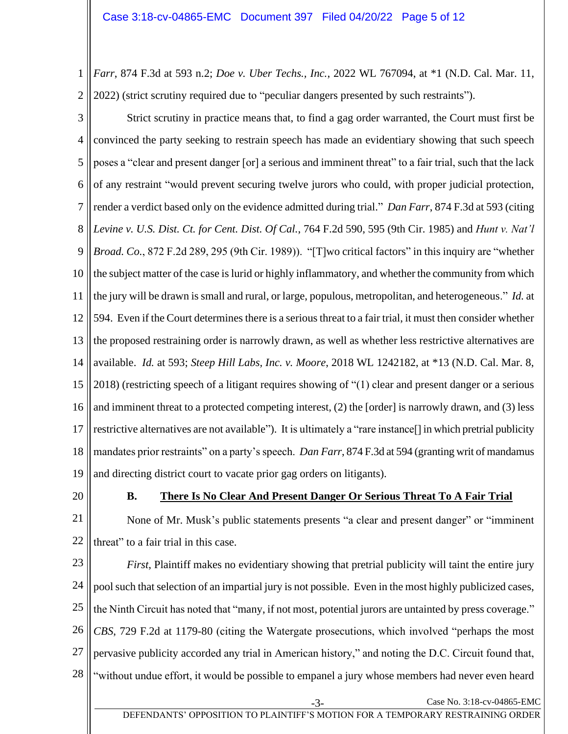*Farr*, 874 F.3d at 593 n.2; *Doe v. Uber Techs., Inc.*, 2022 WL 767094, at *1 (N.D. Cal. Mar. 11, 2022) (strict scrutiny required due to "peculiar dangers presented by such restraints").

Strict scrutiny in practice means that, to find a gag order warranted, the Court must first be convinced the party seeking to restrain speech has made an evidentiary showing that such speech poses a "clear and present danger [or] a serious and imminent threat" to a fair trial, such that the lack of any restraint "would prevent securing twelve jurors who could, with proper judicial protection, render a verdict based only on the evidence admitted during trial." *Dan Farr*, 874 F.3d at 593 (citing *Levine v. U.S. Dist. Ct. for Cent. Dist. Of Cal.*, 764 F.2d 590, 595 (9th Cir. 1985) and *Hunt v. Nat'l Broad. Co.*, 872 F.2d 289, 295 (9th Cir. 1989)). "[T]wo critical factors" in this inquiry are "whether the subject matter of the case is lurid or highly inflammatory, and whether the community from which the jury will be drawn is small and rural, or large, populous, metropolitan, and heterogeneous." *Id.* at 594. Even if the Court determines there is a serious threat to a fair trial, it must then consider whether the proposed restraining order is narrowly drawn, as well as whether less restrictive alternatives are available. *Id.* at 593; *Steep Hill Labs, Inc. v. Moore*, 2018 WL 1242182, at *13 (N.D. Cal. Mar. 8, 2018) (restricting speech of a litigant requires showing of "(1) clear and present danger or a serious and imminent threat to a protected competing interest, (2) the [order] is narrowly drawn, and (3) less restrictive alternatives are not available"). It is ultimately a "rare instance[] in which pretrial publicity mandates prior restraints" on a party's speech. *Dan Farr*, 874 F.3d at 594 (granting writ of mandamus and directing district court to vacate prior gag orders on litigants).

### B. There Is No Clear And Present Danger Or Serious Threat To A Fair Trial

None of Mr. Musk's public statements presents "a clear and present danger" or "imminent threat" to a fair trial in this case.

*First*, Plaintiff makes no evidentiary showing that pretrial publicity will taint the entire jury pool such that selection of an impartial jury is not possible. Even in the most highly publicized cases, the Ninth Circuit has noted that "many, if not most, potential jurors are untainted by press coverage." *CBS*, 729 F.2d at 1179-80 (citing the Watergate prosecutions, which involved "perhaps the most pervasive publicity accorded any trial in American history," and noting the D.C. Circuit found that, "without undue effort, it would be possible to empanel a jury whose members had never even heard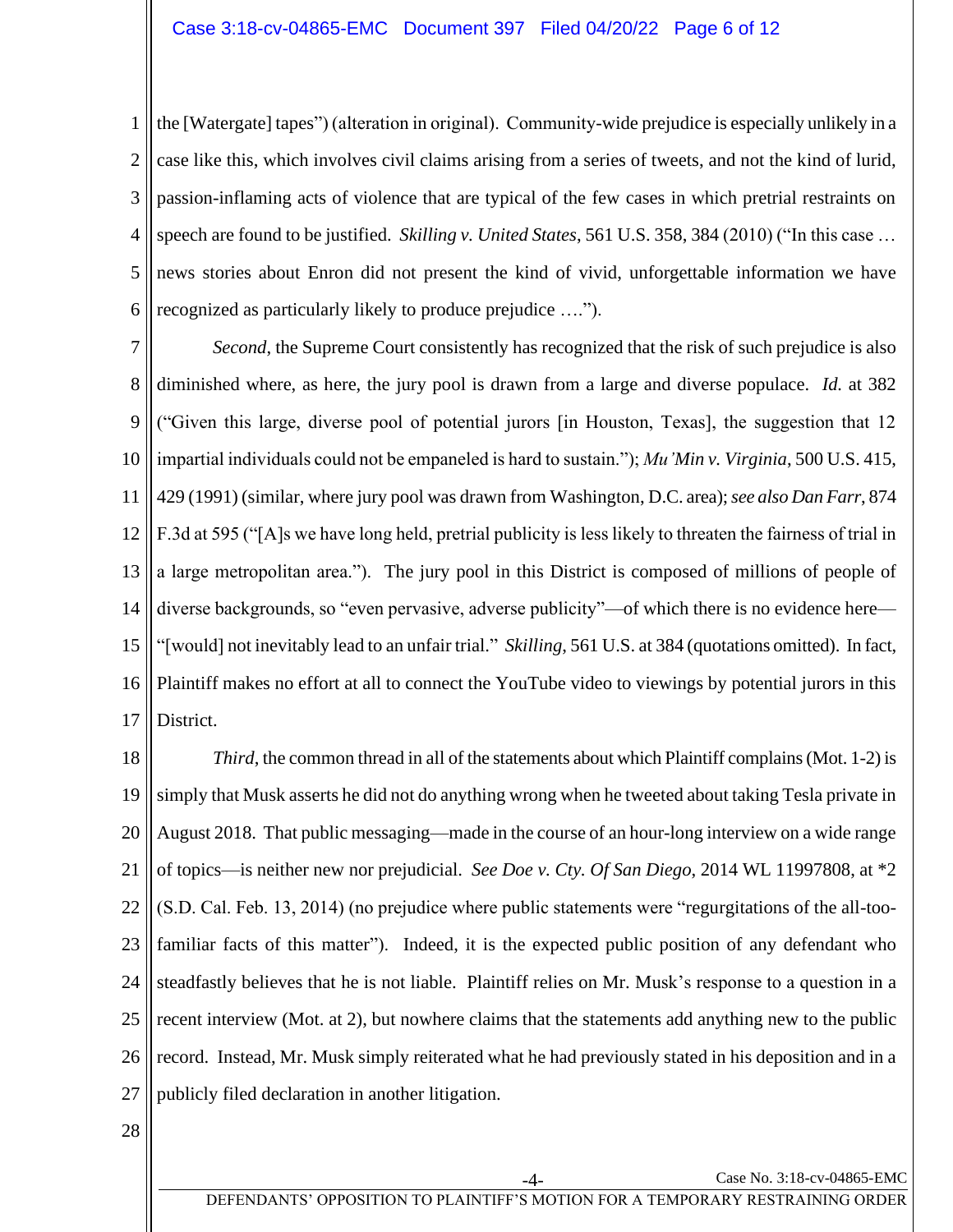the [Watergate] tapes") (alteration in original). Community-wide prejudice is especially unlikely in a case like this, which involves civil claims arising from a series of tweets, and not the kind of lurid, passion-inflaming acts of violence that are typical of the few cases in which pretrial restraints on speech are found to be justified. *Skilling v. United States*, 561 U.S. 358, 384 (2010) ("In this case … news stories about Enron did not present the kind of vivid, unforgettable information we have recognized as particularly likely to produce prejudice ….").

*Second*, the Supreme Court consistently has recognized that the risk of such prejudice is also diminished where, as here, the jury pool is drawn from a large and diverse populace. *Id.* at 382 ("Given this large, diverse pool of potential jurors [in Houston, Texas], the suggestion that 12 impartial individuals could not be empaneled is hard to sustain."); *Mu'Min v. Virginia*, 500 U.S. 415, 429 (1991) (similar, where jury pool was drawn from Washington, D.C. area); *see also Dan Farr*, 874 F.3d at 595 ("[A]s we have long held, pretrial publicity is less likely to threaten the fairness of trial in a large metropolitan area."). The jury pool in this District is composed of millions of people of diverse backgrounds, so "even pervasive, adverse publicity"—of which there is no evidence here—"[would] not inevitably lead to an unfair trial." *Skilling*, 561 U.S. at 384 (quotations omitted). In fact, Plaintiff makes no effort at all to connect the YouTube video to viewings by potential jurors in this District.

*Third*, the common thread in all of the statements about which Plaintiff complains (Mot. 1-2) is simply that Musk asserts he did not do anything wrong when he tweeted about taking Tesla private in August 2018. That public messaging—made in the course of an hour-long interview on a wide range of topics—is neither new nor prejudicial. *See Doe v. Cty. Of San Diego*, 2014 WL 11997808, at *2 (S.D. Cal. Feb. 13, 2014) (no prejudice where public statements were "regurgitations of the all-too-familiar facts of this matter"). Indeed, it is the expected public position of any defendant who steadfastly believes that he is not liable. Plaintiff relies on Mr. Musk's response to a question in a recent interview (Mot. at 2), but nowhere claims that the statements add anything new to the public record. Instead, Mr. Musk simply reiterated what he had previously stated in his deposition and in a publicly filed declaration in another litigation.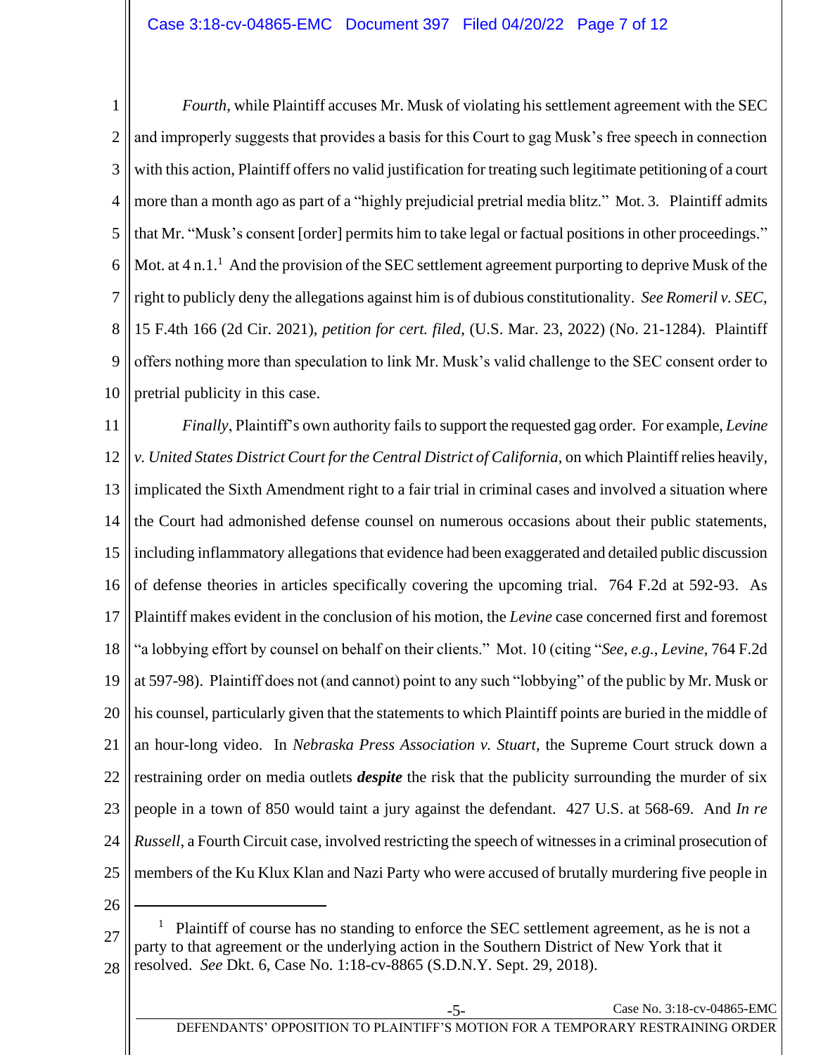*Fourth*, while Plaintiff accuses Mr. Musk of violating his settlement agreement with the SEC and improperly suggests that provides a basis for this Court to gag Musk's free speech in connection with this action, Plaintiff offers no valid justification for treating such legitimate petitioning of a court more than a month ago as part of a "highly prejudicial pretrial media blitz." Mot. 3. Plaintiff admits that Mr. "Musk's consent [order] permits him to take legal or factual positions in other proceedings." Mot. at 4 n.1.[1] And the provision of the SEC settlement agreement purporting to deprive Musk of the right to publicly deny the allegations against him is of dubious constitutionality. *See Romeril v. SEC*, 15 F.4th 166 (2d Cir. 2021), *petition for cert. filed*, (U.S. Mar. 23, 2022) (No. 21-1284). Plaintiff offers nothing more than speculation to link Mr. Musk's valid challenge to the SEC consent order to pretrial publicity in this case.

*Finally*, Plaintiff's own authority fails to support the requested gag order. For example, *Levine v. United States District Court for the Central District of California*, on which Plaintiff relies heavily, implicated the Sixth Amendment right to a fair trial in criminal cases and involved a situation where the Court had admonished defense counsel on numerous occasions about their public statements, including inflammatory allegations that evidence had been exaggerated and detailed public discussion of defense theories in articles specifically covering the upcoming trial. 764 F.2d at 592-93. As Plaintiff makes evident in the conclusion of his motion, the *Levine* case concerned first and foremost "a lobbying effort by counsel on behalf on their clients." Mot. 10 (citing "*See*, *e.g.*, *Levine*, 764 F.2d at 597-98). Plaintiff does not (and cannot) point to any such "lobbying" of the public by Mr. Musk or his counsel, particularly given that the statements to which Plaintiff points are buried in the middle of an hour-long video. In *Nebraska Press Association v. Stuart*, the Supreme Court struck down a restraining order on media outlets ***despite*** the risk that the publicity surrounding the murder of six people in a town of 850 would taint a jury against the defendant. 427 U.S. at 568-69. And *In re Russell*, a Fourth Circuit case, involved restricting the speech of witnesses in a criminal prosecution of members of the Ku Klux Klan and Nazi Party who were accused of brutally murdering five people in

---

[1] Plaintiff of course has no standing to enforce the SEC settlement agreement, as he is not a party to that agreement or the underlying action in the Southern District of New York that it resolved. *See* Dkt. 6, Case No. 1:18-cv-8865 (S.D.N.Y. Sept. 29, 2018).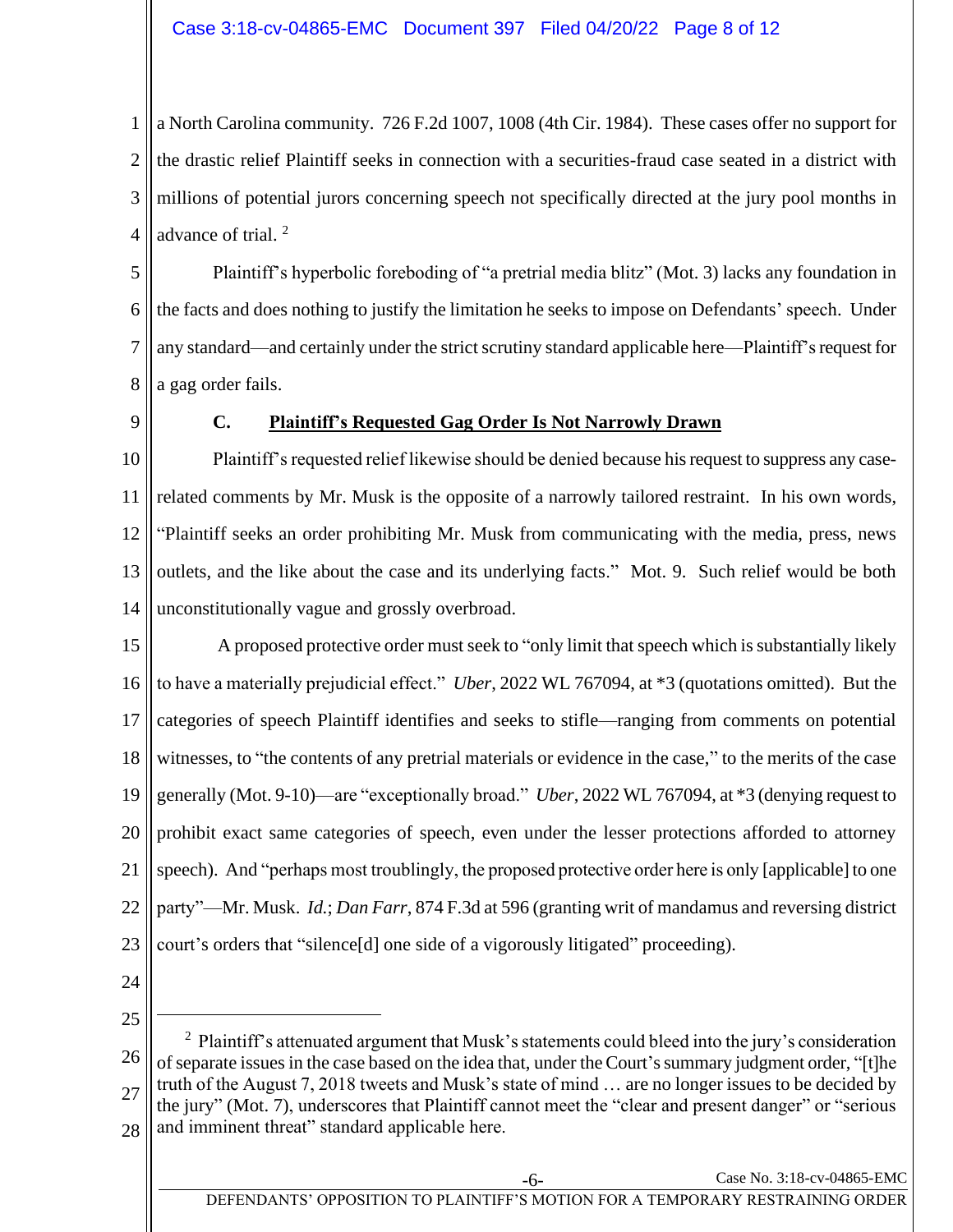a North Carolina community. 726 F.2d 1007, 1008 (4th Cir. 1984). These cases offer no support for the drastic relief Plaintiff seeks in connection with a securities-fraud case seated in a district with millions of potential jurors concerning speech not specifically directed at the jury pool months in advance of trial. [2]

Plaintiff's hyperbolic foreboding of "a pretrial media blitz" (Mot. 3) lacks any foundation in the facts and does nothing to justify the limitation he seeks to impose on Defendants' speech. Under any standard—and certainly under the strict scrutiny standard applicable here—Plaintiff's request for a gag order fails.

### C. Plaintiff's Requested Gag Order Is Not Narrowly Drawn

Plaintiff's requested relief likewise should be denied because his request to suppress any case-related comments by Mr. Musk is the opposite of a narrowly tailored restraint. In his own words, "Plaintiff seeks an order prohibiting Mr. Musk from communicating with the media, press, news outlets, and the like about the case and its underlying facts." Mot. 9. Such relief would be both unconstitutionally vague and grossly overbroad.

A proposed protective order must seek to "only limit that speech which is substantially likely to have a materially prejudicial effect." *Uber*, 2022 WL 767094, at *3 (quotations omitted). But the categories of speech Plaintiff identifies and seeks to stifle—ranging from comments on potential witnesses, to "the contents of any pretrial materials or evidence in the case," to the merits of the case generally (Mot. 9-10)—are "exceptionally broad." *Uber*, 2022 WL 767094, at *3 (denying request to prohibit exact same categories of speech, even under the lesser protections afforded to attorney speech). And "perhaps most troublingly, the proposed protective order here is only [applicable] to one party"—Mr. Musk. *Id.*; *Dan Farr*, 874 F.3d at 596 (granting writ of mandamus and reversing district court's orders that "silence[d] one side of a vigorously litigated" proceeding).

---

[2] Plaintiff's attenuated argument that Musk's statements could bleed into the jury's consideration of separate issues in the case based on the idea that, under the Court's summary judgment order, "[t]he truth of the August 7, 2018 tweets and Musk's state of mind … are no longer issues to be decided by the jury" (Mot. 7), underscores that Plaintiff cannot meet the "clear and present danger" or "serious and imminent threat" standard applicable here.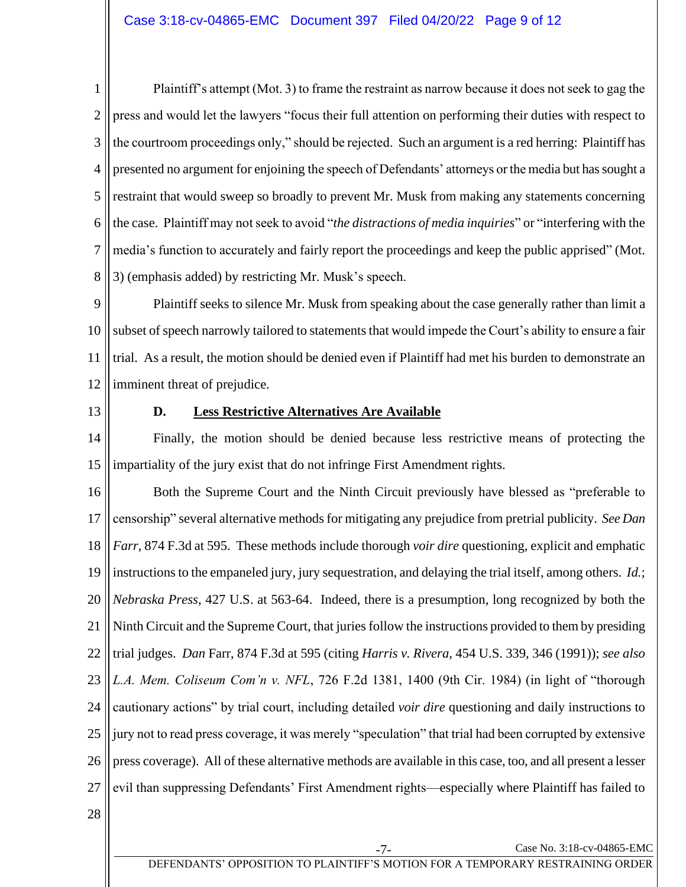Plaintiff's attempt (Mot. 3) to frame the restraint as narrow because it does not seek to gag the press and would let the lawyers "focus their full attention on performing their duties with respect to the courtroom proceedings only," should be rejected. Such an argument is a red herring: Plaintiff has presented no argument for enjoining the speech of Defendants' attorneys or the media but has sought a restraint that would sweep so broadly to prevent Mr. Musk from making any statements concerning the case. Plaintiff may not seek to avoid "*the distractions of media inquiries*" or "interfering with the media's function to accurately and fairly report the proceedings and keep the public apprised" (Mot. 3) (emphasis added) by restricting Mr. Musk's speech.

Plaintiff seeks to silence Mr. Musk from speaking about the case generally rather than limit a subset of speech narrowly tailored to statements that would impede the Court's ability to ensure a fair trial. As a result, the motion should be denied even if Plaintiff had met his burden to demonstrate an imminent threat of prejudice.

### D. Less Restrictive Alternatives Are Available

Finally, the motion should be denied because less restrictive means of protecting the impartiality of the jury exist that do not infringe First Amendment rights.

Both the Supreme Court and the Ninth Circuit previously have blessed as "preferable to censorship" several alternative methods for mitigating any prejudice from pretrial publicity. *See Dan Farr*, 874 F.3d at 595. These methods include thorough *voir dire* questioning, explicit and emphatic instructions to the empaneled jury, jury sequestration, and delaying the trial itself, among others. *Id.*; *Nebraska Press*, 427 U.S. at 563-64. Indeed, there is a presumption, long recognized by both the Ninth Circuit and the Supreme Court, that juries follow the instructions provided to them by presiding trial judges. *Dan* Farr, 874 F.3d at 595 (citing *Harris v. Rivera*, 454 U.S. 339, 346 (1991)); *see also L.A. Mem. Coliseum Com'n v. NFL*, 726 F.2d 1381, 1400 (9th Cir. 1984) (in light of "thorough cautionary actions" by trial court, including detailed *voir dire* questioning and daily instructions to jury not to read press coverage, it was merely "speculation" that trial had been corrupted by extensive press coverage). All of these alternative methods are available in this case, too, and all present a lesser evil than suppressing Defendants' First Amendment rights—especially where Plaintiff has failed to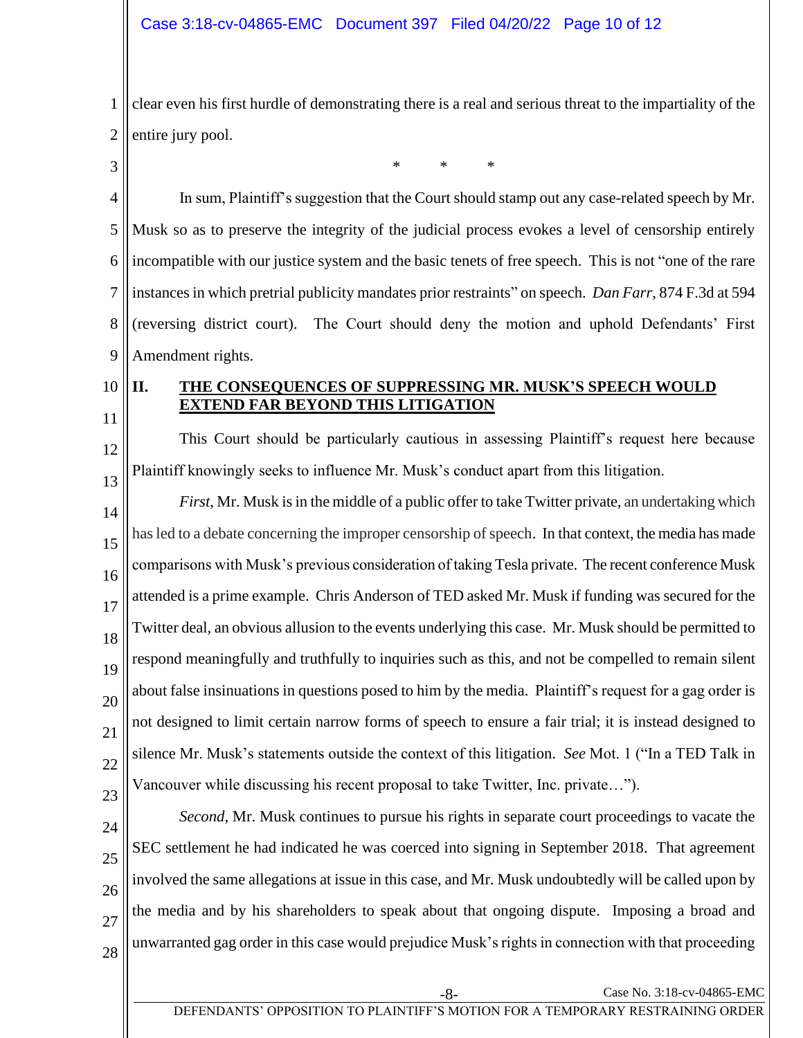clear even his first hurdle of demonstrating there is a real and serious threat to the impartiality of the entire jury pool.

\* \* \*

In sum, Plaintiff's suggestion that the Court should stamp out any case-related speech by Mr. Musk so as to preserve the integrity of the judicial process evokes a level of censorship entirely incompatible with our justice system and the basic tenets of free speech. This is not "one of the rare instances in which pretrial publicity mandates prior restraints" on speech. *Dan Farr*, 874 F.3d at 594 (reversing district court). The Court should deny the motion and uphold Defendants' First Amendment rights.

## II. THE CONSEQUENCES OF SUPPRESSING MR. MUSK'S SPEECH WOULD EXTEND FAR BEYOND THIS LITIGATION

This Court should be particularly cautious in assessing Plaintiff's request here because Plaintiff knowingly seeks to influence Mr. Musk's conduct apart from this litigation.

*First*, Mr. Musk is in the middle of a public offer to take Twitter private, an undertaking which has led to a debate concerning the improper censorship of speech. In that context, the media has made comparisons with Musk's previous consideration of taking Tesla private. The recent conference Musk attended is a prime example. Chris Anderson of TED asked Mr. Musk if funding was secured for the Twitter deal, an obvious allusion to the events underlying this case. Mr. Musk should be permitted to respond meaningfully and truthfully to inquiries such as this, and not be compelled to remain silent about false insinuations in questions posed to him by the media. Plaintiff's request for a gag order is not designed to limit certain narrow forms of speech to ensure a fair trial; it is instead designed to silence Mr. Musk's statements outside the context of this litigation. *See* Mot. 1 ("In a TED Talk in Vancouver while discussing his recent proposal to take Twitter, Inc. private…").

*Second*, Mr. Musk continues to pursue his rights in separate court proceedings to vacate the SEC settlement he had indicated he was coerced into signing in September 2018. That agreement involved the same allegations at issue in this case, and Mr. Musk undoubtedly will be called upon by the media and by his shareholders to speak about that ongoing dispute. Imposing a broad and unwarranted gag order in this case would prejudice Musk's rights in connection with that proceeding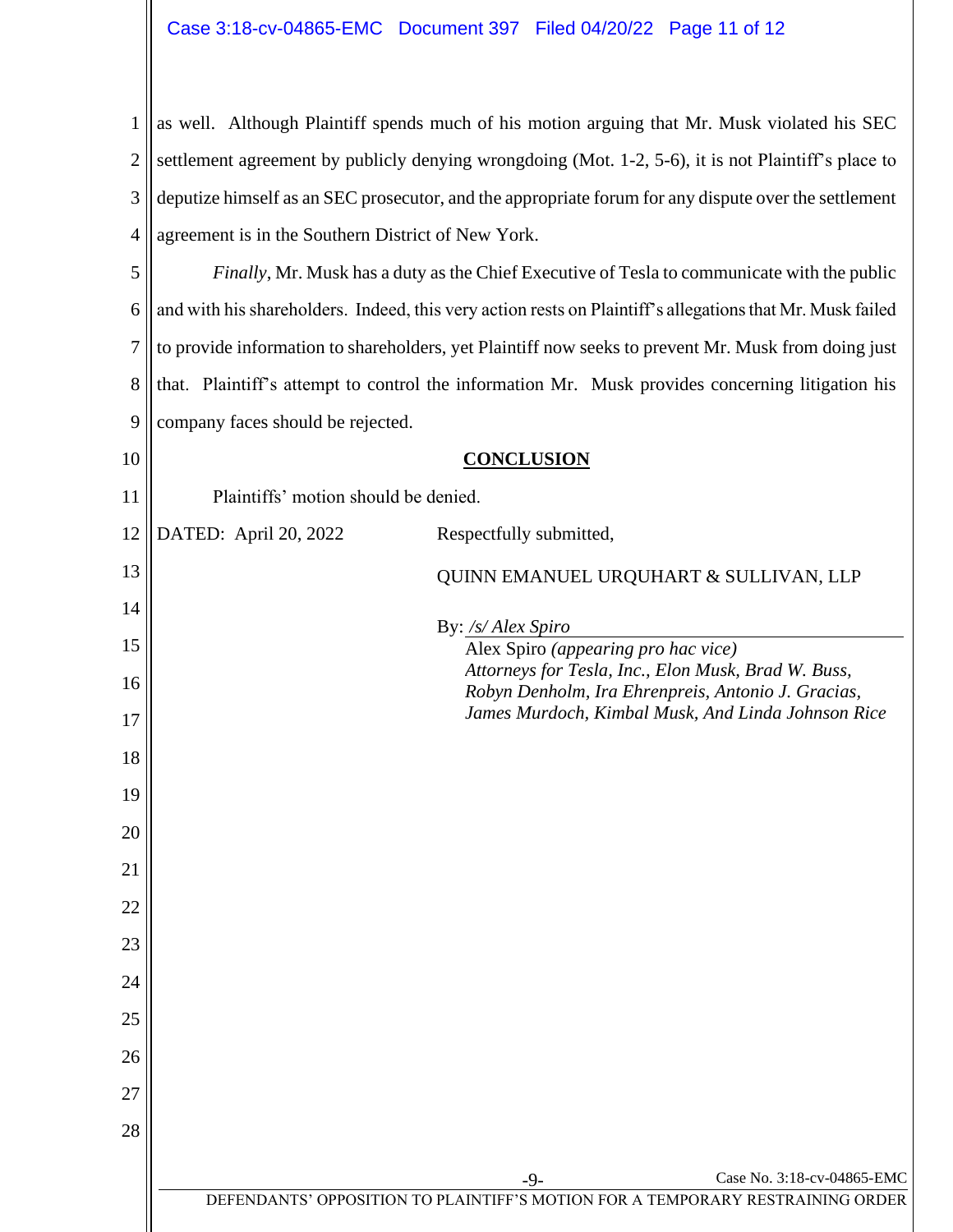as well. Although Plaintiff spends much of his motion arguing that Mr. Musk violated his SEC settlement agreement by publicly denying wrongdoing (Mot. 1-2, 5-6), it is not Plaintiff's place to deputize himself as an SEC prosecutor, and the appropriate forum for any dispute over the settlement agreement is in the Southern District of New York.

*Finally*, Mr. Musk has a duty as the Chief Executive of Tesla to communicate with the public and with his shareholders. Indeed, this very action rests on Plaintiff's allegations that Mr. Musk failed to provide information to shareholders, yet Plaintiff now seeks to prevent Mr. Musk from doing just that. Plaintiff's attempt to control the information Mr. Musk provides concerning litigation his company faces should be rejected.

## CONCLUSION

Plaintiffs' motion should be denied.

DATED: April 20, 2022

Respectfully submitted,

QUINN EMANUEL URQUHART & SULLIVAN, LLP

By: */s/ Alex Spiro*
Alex Spiro *(appearing pro hac vice)*
*Attorneys for Tesla, Inc., Elon Musk, Brad W. Buss, Robyn Denholm, Ira Ehrenpreis, Antonio J. Gracias, James Murdoch, Kimbal Musk, And Linda Johnson Rice*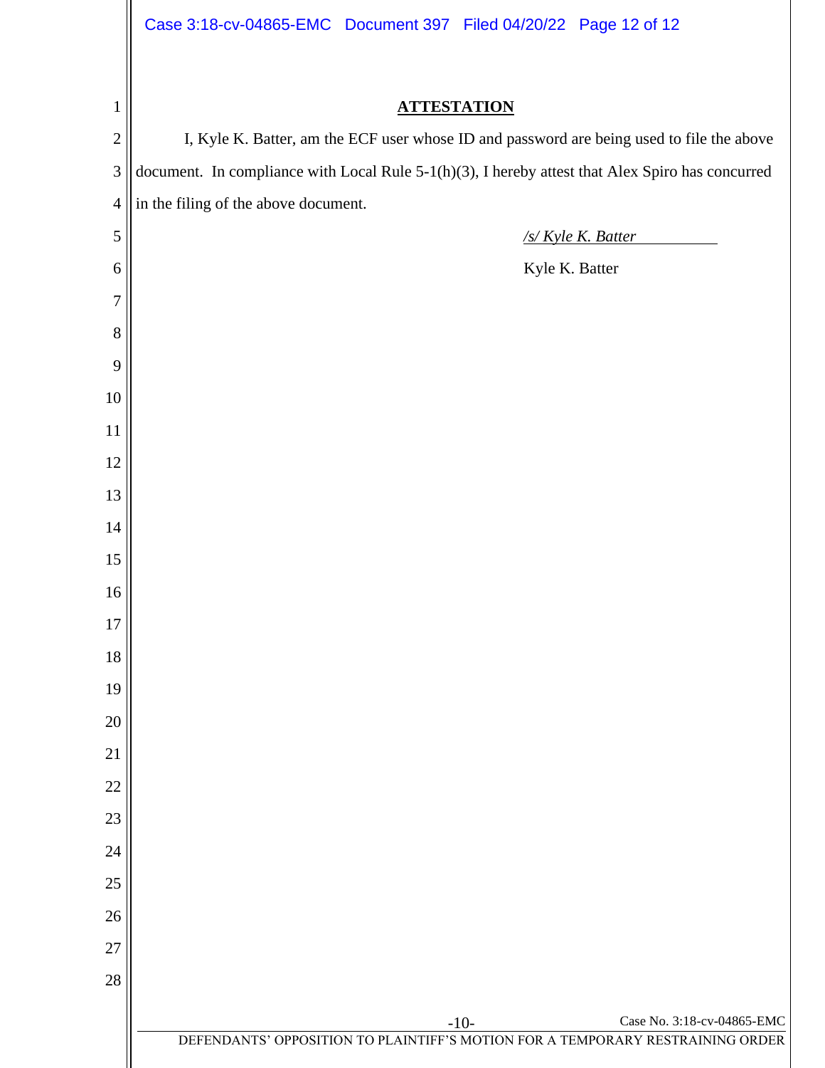**ATTESTATION**

I, Kyle K. Batter, am the ECF user whose ID and password are being used to file the above document. In compliance with Local Rule 5-1(h)(3), I hereby attest that Alex Spiro has concurred in the filing of the above document.

*/s/ Kyle K. Batter*

Kyle K. Batter